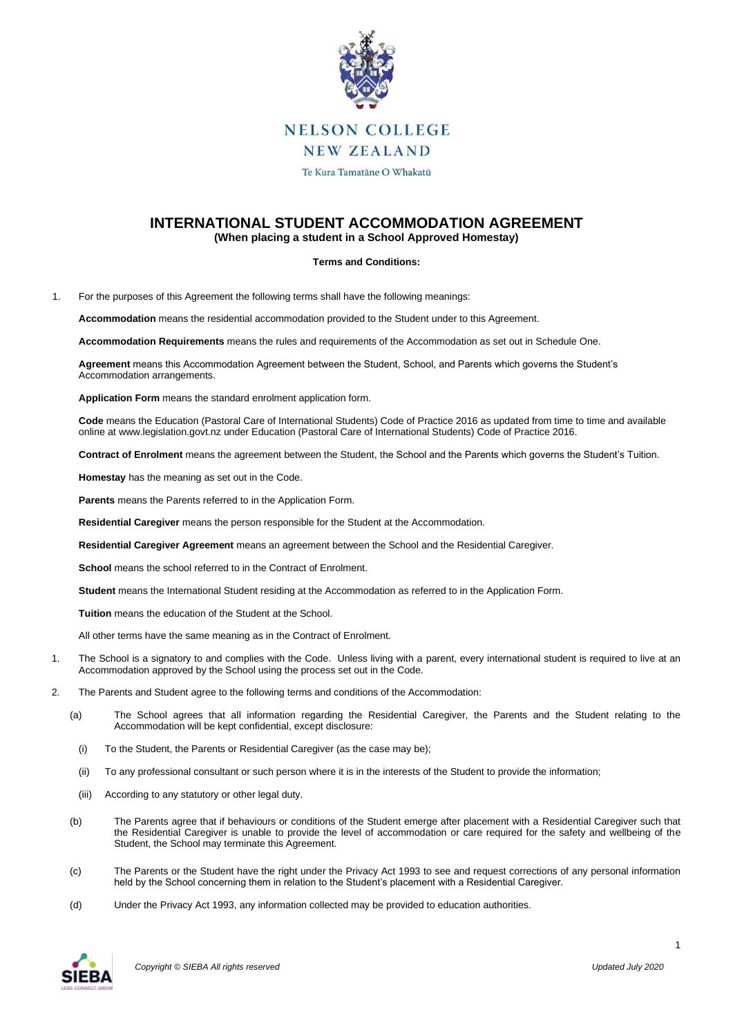NELSON COLLEGE
NEW ZEALAND

Te Kura Tamatāne O Whakatū

# INTERNATIONAL STUDENT ACCOMMODATION AGREEMENT

**(When placing a student in a School Approved Homestay)**

**Terms and Conditions:**

1. For the purposes of this Agreement the following terms shall have the following meanings:

   **Accommodation** means the residential accommodation provided to the Student under to this Agreement.

   **Accommodation Requirements** means the rules and requirements of the Accommodation as set out in Schedule One.

   **Agreement** means this Accommodation Agreement between the Student, School, and Parents which governs the Student's Accommodation arrangements.

   **Application Form** means the standard enrolment application form.

   **Code** means the Education (Pastoral Care of International Students) Code of Practice 2016 as updated from time to time and available online at www.legislation.govt.nz under Education (Pastoral Care of International Students) Code of Practice 2016.

   **Contract of Enrolment** means the agreement between the Student, the School and the Parents which governs the Student's Tuition.

   **Homestay** has the meaning as set out in the Code.

   **Parents** means the Parents referred to in the Application Form.

   **Residential Caregiver** means the person responsible for the Student at the Accommodation.

   **Residential Caregiver Agreement** means an agreement between the School and the Residential Caregiver.

   **School** means the school referred to in the Contract of Enrolment.

   **Student** means the International Student residing at the Accommodation as referred to in the Application Form.

   **Tuition** means the education of the Student at the School.

   All other terms have the same meaning as in the Contract of Enrolment.

1. The School is a signatory to and complies with the Code. Unless living with a parent, every international student is required to live at an Accommodation approved by the School using the process set out in the Code.

2. The Parents and Student agree to the following terms and conditions of the Accommodation:

   (a) The School agrees that all information regarding the Residential Caregiver, the Parents and the Student relating to the Accommodation will be kept confidential, except disclosure:

      (i) To the Student, the Parents or Residential Caregiver (as the case may be);

      (ii) To any professional consultant or such person where it is in the interests of the Student to provide the information;

      (iii) According to any statutory or other legal duty.

   (b) The Parents agree that if behaviours or conditions of the Student emerge after placement with a Residential Caregiver such that the Residential Caregiver is unable to provide the level of accommodation or care required for the safety and wellbeing of the Student, the School may terminate this Agreement.

   (c) The Parents or the Student have the right under the Privacy Act 1993 to see and request corrections of any personal information held by the School concerning them in relation to the Student's placement with a Residential Caregiver.

   (d) Under the Privacy Act 1993, any information collected may be provided to education authorities.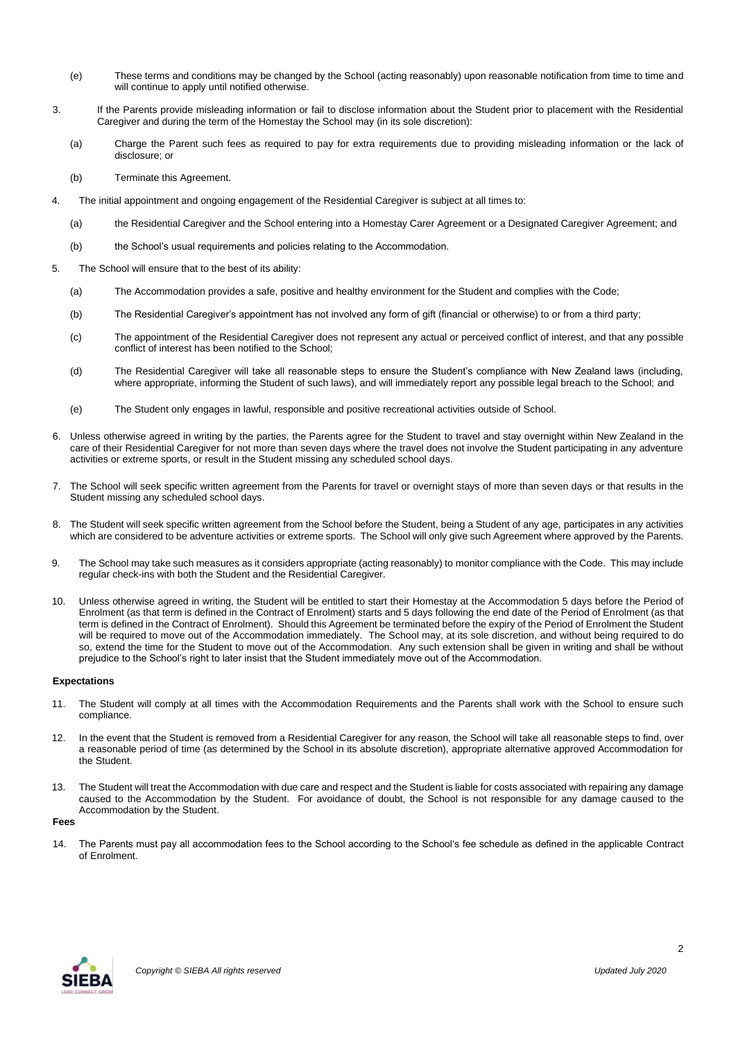(e) These terms and conditions may be changed by the School (acting reasonably) upon reasonable notification from time to time and will continue to apply until notified otherwise.

3. If the Parents provide misleading information or fail to disclose information about the Student prior to placement with the Residential Caregiver and during the term of the Homestay the School may (in its sole discretion):

   (a) Charge the Parent such fees as required to pay for extra requirements due to providing misleading information or the lack of disclosure; or

   (b) Terminate this Agreement.

4. The initial appointment and ongoing engagement of the Residential Caregiver is subject at all times to:

   (a) the Residential Caregiver and the School entering into a Homestay Carer Agreement or a Designated Caregiver Agreement; and

   (b) the School's usual requirements and policies relating to the Accommodation.

5. The School will ensure that to the best of its ability:

   (a) The Accommodation provides a safe, positive and healthy environment for the Student and complies with the Code;

   (b) The Residential Caregiver's appointment has not involved any form of gift (financial or otherwise) to or from a third party;

   (c) The appointment of the Residential Caregiver does not represent any actual or perceived conflict of interest, and that any possible conflict of interest has been notified to the School;

   (d) The Residential Caregiver will take all reasonable steps to ensure the Student's compliance with New Zealand laws (including, where appropriate, informing the Student of such laws), and will immediately report any possible legal breach to the School; and

   (e) The Student only engages in lawful, responsible and positive recreational activities outside of School.

6. Unless otherwise agreed in writing by the parties, the Parents agree for the Student to travel and stay overnight within New Zealand in the care of their Residential Caregiver for not more than seven days where the travel does not involve the Student participating in any adventure activities or extreme sports, or result in the Student missing any scheduled school days.

7. The School will seek specific written agreement from the Parents for travel or overnight stays of more than seven days or that results in the Student missing any scheduled school days.

8. The Student will seek specific written agreement from the School before the Student, being a Student of any age, participates in any activities which are considered to be adventure activities or extreme sports. The School will only give such Agreement where approved by the Parents.

9. The School may take such measures as it considers appropriate (acting reasonably) to monitor compliance with the Code. This may include regular check-ins with both the Student and the Residential Caregiver.

10. Unless otherwise agreed in writing, the Student will be entitled to start their Homestay at the Accommodation 5 days before the Period of Enrolment (as that term is defined in the Contract of Enrolment) starts and 5 days following the end date of the Period of Enrolment (as that term is defined in the Contract of Enrolment). Should this Agreement be terminated before the expiry of the Period of Enrolment the Student will be required to move out of the Accommodation immediately. The School may, at its sole discretion, and without being required to do so, extend the time for the Student to move out of the Accommodation. Any such extension shall be given in writing and shall be without prejudice to the School's right to later insist that the Student immediately move out of the Accommodation.

**Expectations**

11. The Student will comply at all times with the Accommodation Requirements and the Parents shall work with the School to ensure such compliance.

12. In the event that the Student is removed from a Residential Caregiver for any reason, the School will take all reasonable steps to find, over a reasonable period of time (as determined by the School in its absolute discretion), appropriate alternative approved Accommodation for the Student.

13. The Student will treat the Accommodation with due care and respect and the Student is liable for costs associated with repairing any damage caused to the Accommodation by the Student. For avoidance of doubt, the School is not responsible for any damage caused to the Accommodation by the Student.

**Fees**

14. The Parents must pay all accommodation fees to the School according to the School's fee schedule as defined in the applicable Contract of Enrolment.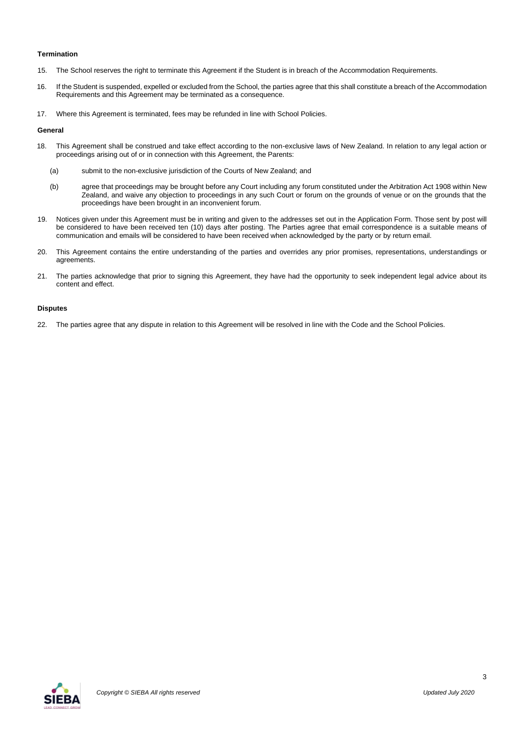**Termination**

15. The School reserves the right to terminate this Agreement if the Student is in breach of the Accommodation Requirements.

16. If the Student is suspended, expelled or excluded from the School, the parties agree that this shall constitute a breach of the Accommodation Requirements and this Agreement may be terminated as a consequence.

17. Where this Agreement is terminated, fees may be refunded in line with School Policies.

**General**

18. This Agreement shall be construed and take effect according to the non-exclusive laws of New Zealand. In relation to any legal action or proceedings arising out of or in connection with this Agreement, the Parents:

    (a) submit to the non-exclusive jurisdiction of the Courts of New Zealand; and

    (b) agree that proceedings may be brought before any Court including any forum constituted under the Arbitration Act 1908 within New Zealand, and waive any objection to proceedings in any such Court or forum on the grounds of venue or on the grounds that the proceedings have been brought in an inconvenient forum.

19. Notices given under this Agreement must be in writing and given to the addresses set out in the Application Form. Those sent by post will be considered to have been received ten (10) days after posting. The Parties agree that email correspondence is a suitable means of communication and emails will be considered to have been received when acknowledged by the party or by return email.

20. This Agreement contains the entire understanding of the parties and overrides any prior promises, representations, understandings or agreements.

21. The parties acknowledge that prior to signing this Agreement, they have had the opportunity to seek independent legal advice about its content and effect.

**Disputes**

22. The parties agree that any dispute in relation to this Agreement will be resolved in line with the Code and the School Policies.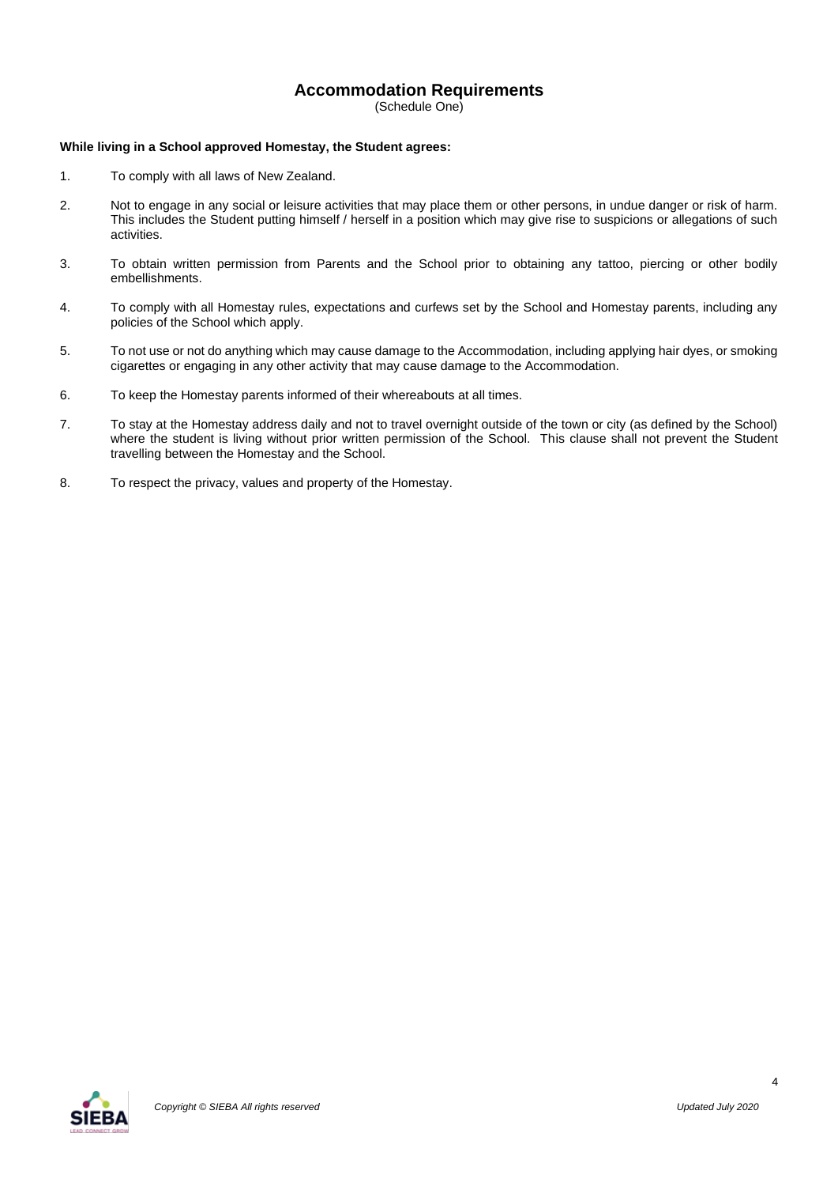# Accommodation Requirements

(Schedule One)

**While living in a School approved Homestay, the Student agrees:**

1. To comply with all laws of New Zealand.

2. Not to engage in any social or leisure activities that may place them or other persons, in undue danger or risk of harm. This includes the Student putting himself / herself in a position which may give rise to suspicions or allegations of such activities.

3. To obtain written permission from Parents and the School prior to obtaining any tattoo, piercing or other bodily embellishments.

4. To comply with all Homestay rules, expectations and curfews set by the School and Homestay parents, including any policies of the School which apply.

5. To not use or not do anything which may cause damage to the Accommodation, including applying hair dyes, or smoking cigarettes or engaging in any other activity that may cause damage to the Accommodation.

6. To keep the Homestay parents informed of their whereabouts at all times.

7. To stay at the Homestay address daily and not to travel overnight outside of the town or city (as defined by the School) where the student is living without prior written permission of the School. This clause shall not prevent the Student travelling between the Homestay and the School.

8. To respect the privacy, values and property of the Homestay.